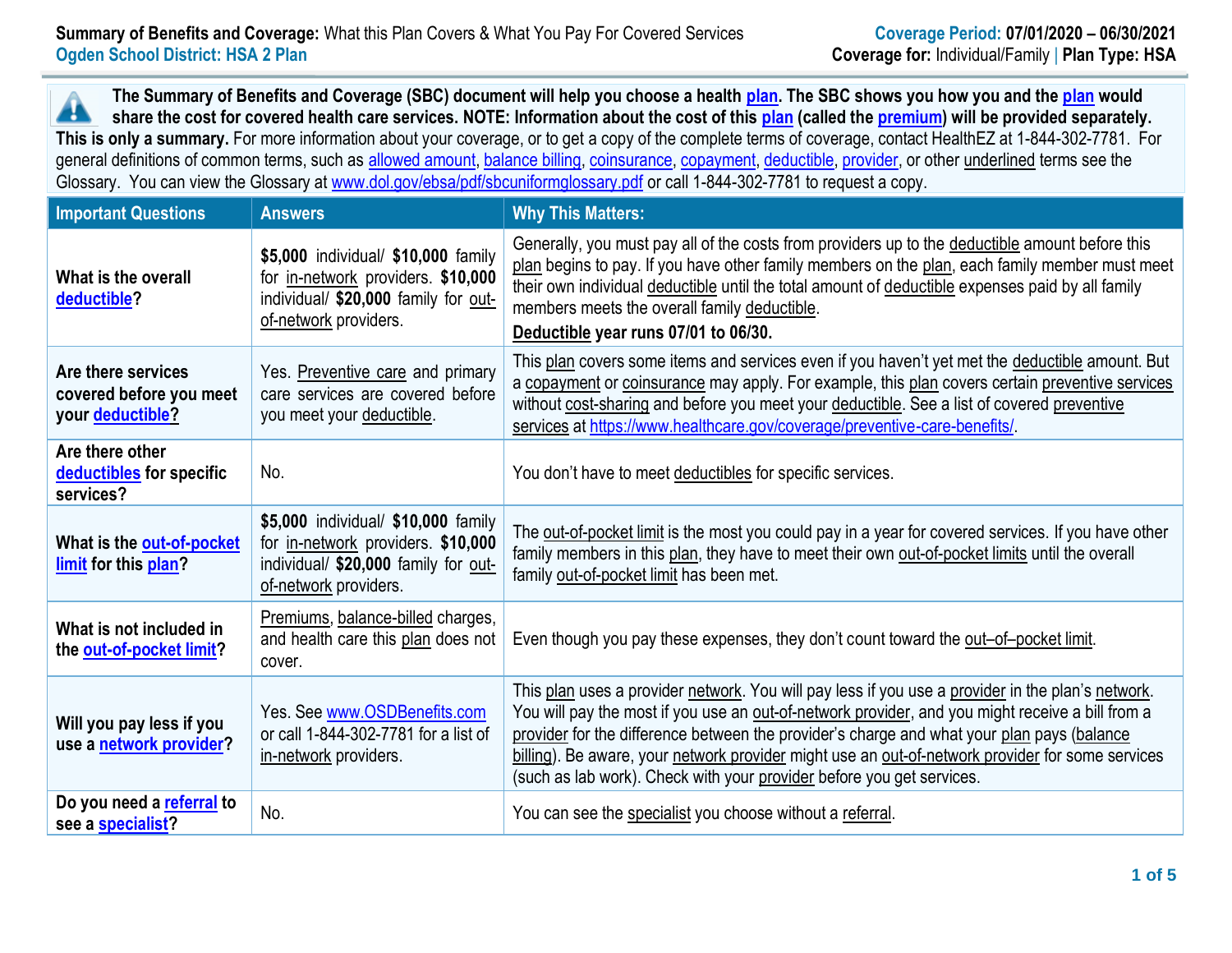**Summary of Benefits and Coverage:** What this Plan Covers & What You Pay For Covered Services
**Ogden School District: HSA 2 Plan**

**Coverage Period: 07/01/2020 – 06/30/2021**
**Coverage for:** Individual/Family | **Plan Type: HSA**

**The Summary of Benefits and Coverage (SBC) document will help you choose a health plan. The SBC shows you how you and the plan would share the cost for covered health care services. NOTE: Information about the cost of this plan (called the premium) will be provided separately. This is only a summary.** For more information about your coverage, or to get a copy of the complete terms of coverage, contact HealthEZ at 1-844-302-7781. For general definitions of common terms, such as allowed amount, balance billing, coinsurance, copayment, deductible, provider, or other underlined terms see the Glossary. You can view the Glossary at www.dol.gov/ebsa/pdf/sbcuniformglossary.pdf or call 1-844-302-7781 to request a copy.

| Important Questions | Answers | Why This Matters: |
|---|---|---|
| **What is the overall deductible?** | **$5,000** individual/ **$10,000** family for in-network providers. **$10,000** individual/ **$20,000** family for out-of-network providers. | Generally, you must pay all of the costs from providers up to the deductible amount before this plan begins to pay. If you have other family members on the plan, each family member must meet their own individual deductible until the total amount of deductible expenses paid by all family members meets the overall family deductible. **Deductible year runs 07/01 to 06/30.** |
| **Are there services covered before you meet your deductible?** | Yes. Preventive care and primary care services are covered before you meet your deductible. | This plan covers some items and services even if you haven't yet met the deductible amount. But a copayment or coinsurance may apply. For example, this plan covers certain preventive services without cost-sharing and before you meet your deductible. See a list of covered preventive services at https://www.healthcare.gov/coverage/preventive-care-benefits/. |
| **Are there other deductibles for specific services?** | No. | You don't have to meet deductibles for specific services. |
| **What is the out-of-pocket limit for this plan?** | **$5,000** individual/ **$10,000** family for in-network providers. **$10,000** individual/ **$20,000** family for out-of-network providers. | The out-of-pocket limit is the most you could pay in a year for covered services. If you have other family members in this plan, they have to meet their own out-of-pocket limits until the overall family out-of-pocket limit has been met. |
| **What is not included in the out-of-pocket limit?** | Premiums, balance-billed charges, and health care this plan does not cover. | Even though you pay these expenses, they don't count toward the out–of–pocket limit. |
| **Will you pay less if you use a network provider?** | Yes. See www.OSDBenefits.com or call 1-844-302-7781 for a list of in-network providers. | This plan uses a provider network. You will pay less if you use a provider in the plan's network. You will pay the most if you use an out-of-network provider, and you might receive a bill from a provider for the difference between the provider's charge and what your plan pays (balance billing). Be aware, your network provider might use an out-of-network provider for some services (such as lab work). Check with your provider before you get services. |
| **Do you need a referral to see a specialist?** | No. | You can see the specialist you choose without a referral. |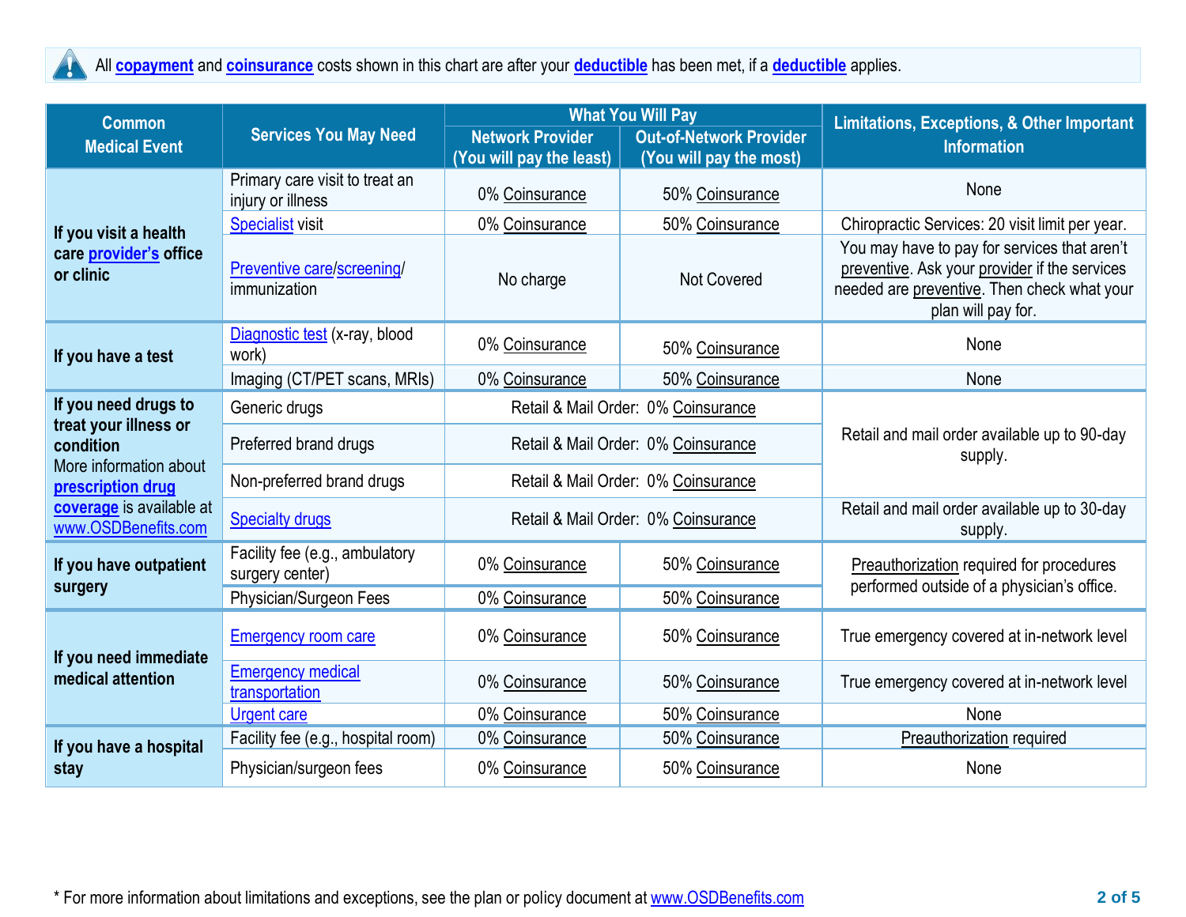All **copayment** and **coinsurance** costs shown in this chart are after your **deductible** has been met, if a **deductible** applies.

| Common Medical Event | Services You May Need | What You Will Pay | | Limitations, Exceptions, & Other Important Information |
|---|---|---|---|---|
| | | Network Provider (You will pay the least) | Out-of-Network Provider (You will pay the most) | |
| If you visit a health care provider's office or clinic | Primary care visit to treat an injury or illness | 0% Coinsurance | 50% Coinsurance | None |
| | Specialist visit | 0% Coinsurance | 50% Coinsurance | Chiropractic Services: 20 visit limit per year. |
| | Preventive care/screening/ immunization | No charge | Not Covered | You may have to pay for services that aren't preventive. Ask your provider if the services needed are preventive. Then check what your plan will pay for. |
| If you have a test | Diagnostic test (x-ray, blood work) | 0% Coinsurance | 50% Coinsurance | None |
| | Imaging (CT/PET scans, MRIs) | 0% Coinsurance | 50% Coinsurance | None |
| If you need drugs to treat your illness or condition More information about prescription drug coverage is available at www.OSDBenefits.com | Generic drugs | Retail & Mail Order: 0% Coinsurance | | Retail and mail order available up to 90-day supply. |
| | Preferred brand drugs | Retail & Mail Order: 0% Coinsurance | | |
| | Non-preferred brand drugs | Retail & Mail Order: 0% Coinsurance | | |
| | Specialty drugs | Retail & Mail Order: 0% Coinsurance | | Retail and mail order available up to 30-day supply. |
| If you have outpatient surgery | Facility fee (e.g., ambulatory surgery center) | 0% Coinsurance | 50% Coinsurance | Preauthorization required for procedures performed outside of a physician's office. |
| | Physician/Surgeon Fees | 0% Coinsurance | 50% Coinsurance | |
| If you need immediate medical attention | Emergency room care | 0% Coinsurance | 50% Coinsurance | True emergency covered at in-network level |
| | Emergency medical transportation | 0% Coinsurance | 50% Coinsurance | True emergency covered at in-network level |
| | Urgent care | 0% Coinsurance | 50% Coinsurance | None |
| If you have a hospital stay | Facility fee (e.g., hospital room) | 0% Coinsurance | 50% Coinsurance | Preauthorization required |
| | Physician/surgeon fees | 0% Coinsurance | 50% Coinsurance | None |

* For more information about limitations and exceptions, see the plan or policy document at www.OSDBenefits.com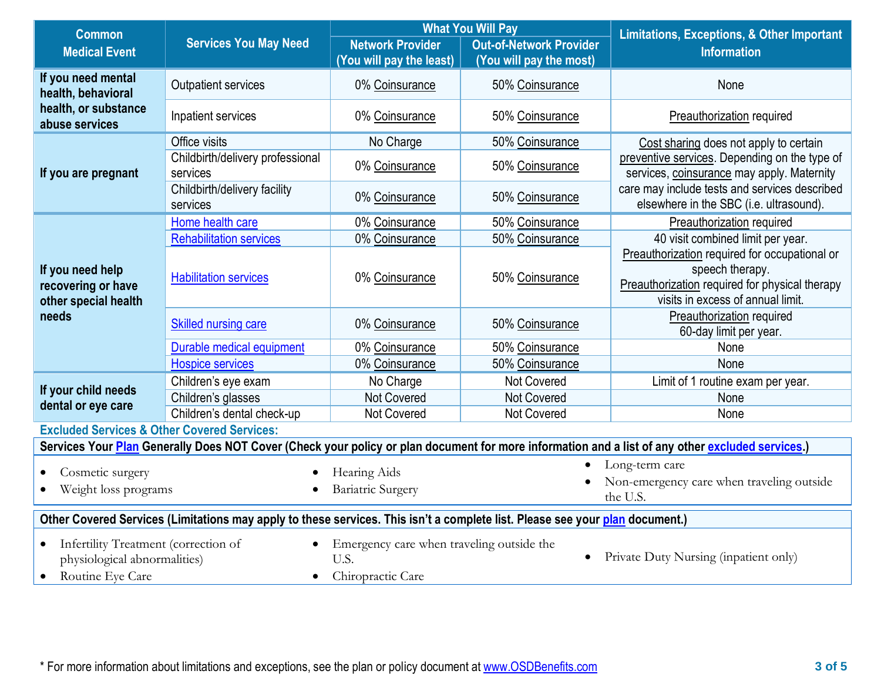| Common Medical Event | Services You May Need | What You Will Pay | | Limitations, Exceptions, & Other Important Information |
|---|---|---|---|---|
| | | Network Provider (You will pay the least) | Out-of-Network Provider (You will pay the most) | |
| If you need mental health, behavioral health, or substance abuse services | Outpatient services | 0% Coinsurance | 50% Coinsurance | None |
| | Inpatient services | 0% Coinsurance | 50% Coinsurance | Preauthorization required |
| If you are pregnant | Office visits | No Charge | 50% Coinsurance | Cost sharing does not apply to certain preventive services. Depending on the type of services, coinsurance may apply. Maternity care may include tests and services described elsewhere in the SBC (i.e. ultrasound). |
| | Childbirth/delivery professional services | 0% Coinsurance | 50% Coinsurance | |
| | Childbirth/delivery facility services | 0% Coinsurance | 50% Coinsurance | |
| If you need help recovering or have other special health needs | Home health care | 0% Coinsurance | 50% Coinsurance | Preauthorization required |
| | Rehabilitation services | 0% Coinsurance | 50% Coinsurance | 40 visit combined limit per year. Preauthorization required for occupational or speech therapy. Preauthorization required for physical therapy visits in excess of annual limit. |
| | Habilitation services | 0% Coinsurance | 50% Coinsurance | |
| | Skilled nursing care | 0% Coinsurance | 50% Coinsurance | Preauthorization required 60-day limit per year. |
| | Durable medical equipment | 0% Coinsurance | 50% Coinsurance | None |
| | Hospice services | 0% Coinsurance | 50% Coinsurance | None |
| If your child needs dental or eye care | Children's eye exam | No Charge | Not Covered | Limit of 1 routine exam per year. |
| | Children's glasses | Not Covered | Not Covered | None |
| | Children's dental check-up | Not Covered | Not Covered | None |

**Excluded Services & Other Covered Services:**

**Services Your Plan Generally Does NOT Cover (Check your policy or plan document for more information and a list of any other excluded services.)**

- Cosmetic surgery
- Weight loss programs
- Hearing Aids
- Bariatric Surgery
- Long-term care
- Non-emergency care when traveling outside the U.S.

**Other Covered Services (Limitations may apply to these services. This isn't a complete list. Please see your plan document.)**

- Infertility Treatment (correction of physiological abnormalities)
- Routine Eye Care
- Emergency care when traveling outside the U.S.
- Chiropractic Care
- Private Duty Nursing (inpatient only)

* For more information about limitations and exceptions, see the plan or policy document at www.OSDBenefits.com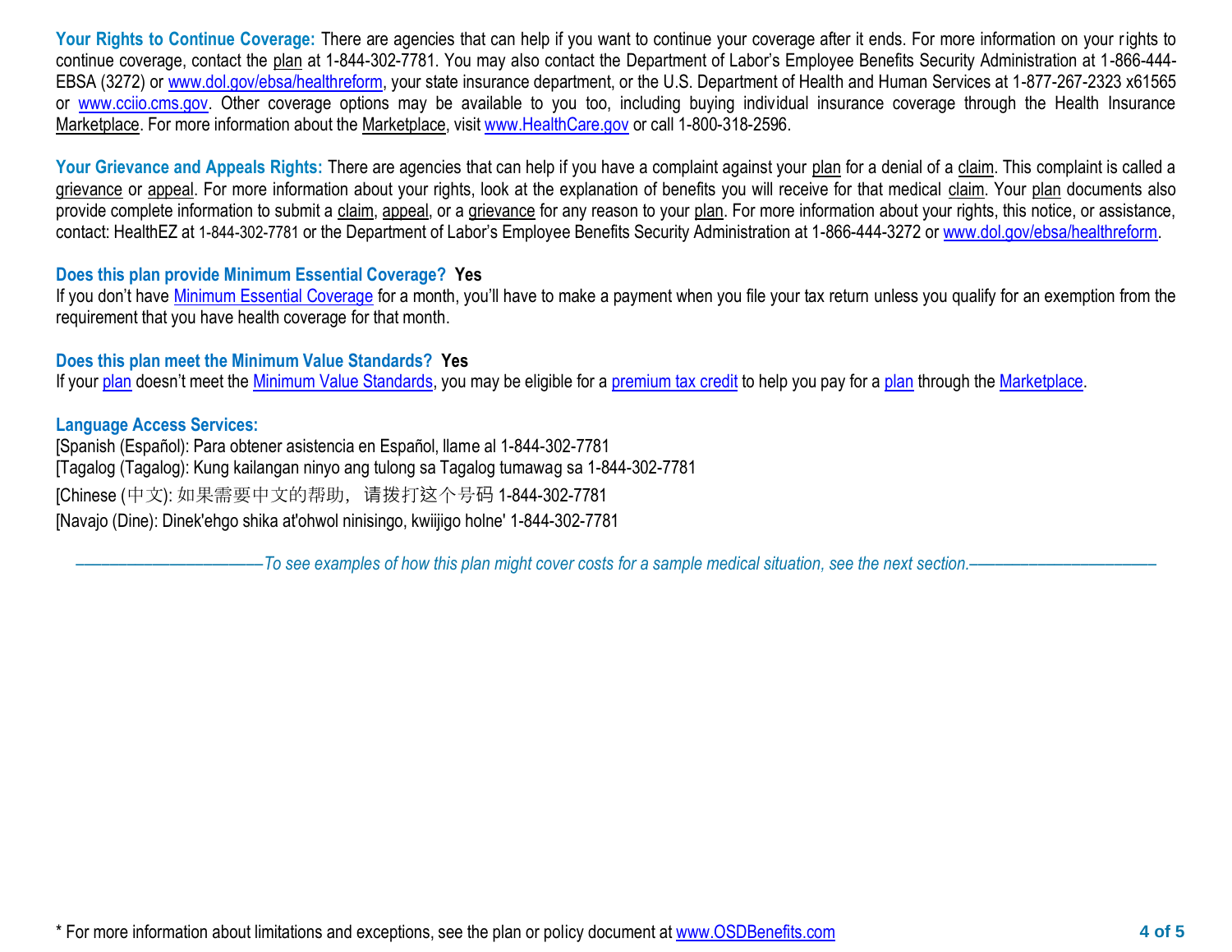**Your Rights to Continue Coverage:** There are agencies that can help if you want to continue your coverage after it ends. For more information on your rights to continue coverage, contact the plan at 1-844-302-7781. You may also contact the Department of Labor's Employee Benefits Security Administration at 1-866-444-EBSA (3272) or www.dol.gov/ebsa/healthreform, your state insurance department, or the U.S. Department of Health and Human Services at 1-877-267-2323 x61565 or www.cciio.cms.gov. Other coverage options may be available to you too, including buying individual insurance coverage through the Health Insurance Marketplace. For more information about the Marketplace, visit www.HealthCare.gov or call 1-800-318-2596.

**Your Grievance and Appeals Rights:** There are agencies that can help if you have a complaint against your plan for a denial of a claim. This complaint is called a grievance or appeal. For more information about your rights, look at the explanation of benefits you will receive for that medical claim. Your plan documents also provide complete information to submit a claim, appeal, or a grievance for any reason to your plan. For more information about your rights, this notice, or assistance, contact: HealthEZ at 1-844-302-7781 or the Department of Labor's Employee Benefits Security Administration at 1-866-444-3272 or www.dol.gov/ebsa/healthreform.

**Does this plan provide Minimum Essential Coverage? Yes**

If you don't have Minimum Essential Coverage for a month, you'll have to make a payment when you file your tax return unless you qualify for an exemption from the requirement that you have health coverage for that month.

**Does this plan meet the Minimum Value Standards? Yes**

If your plan doesn't meet the Minimum Value Standards, you may be eligible for a premium tax credit to help you pay for a plan through the Marketplace.

**Language Access Services:**

[Spanish (Español): Para obtener asistencia en Español, llame al 1-844-302-7781

[Tagalog (Tagalog): Kung kailangan ninyo ang tulong sa Tagalog tumawag sa 1-844-302-7781

[Chinese (中文): 如果需要中文的帮助，请拨打这个号码 1-844-302-7781

[Navajo (Dine): Dinek'ehgo shika at'ohwol ninisingo, kwiijigo holne' 1-844-302-7781

*——————————To see examples of how this plan might cover costs for a sample medical situation, see the next section.——————————*

* For more information about limitations and exceptions, see the plan or policy document at www.OSDBenefits.com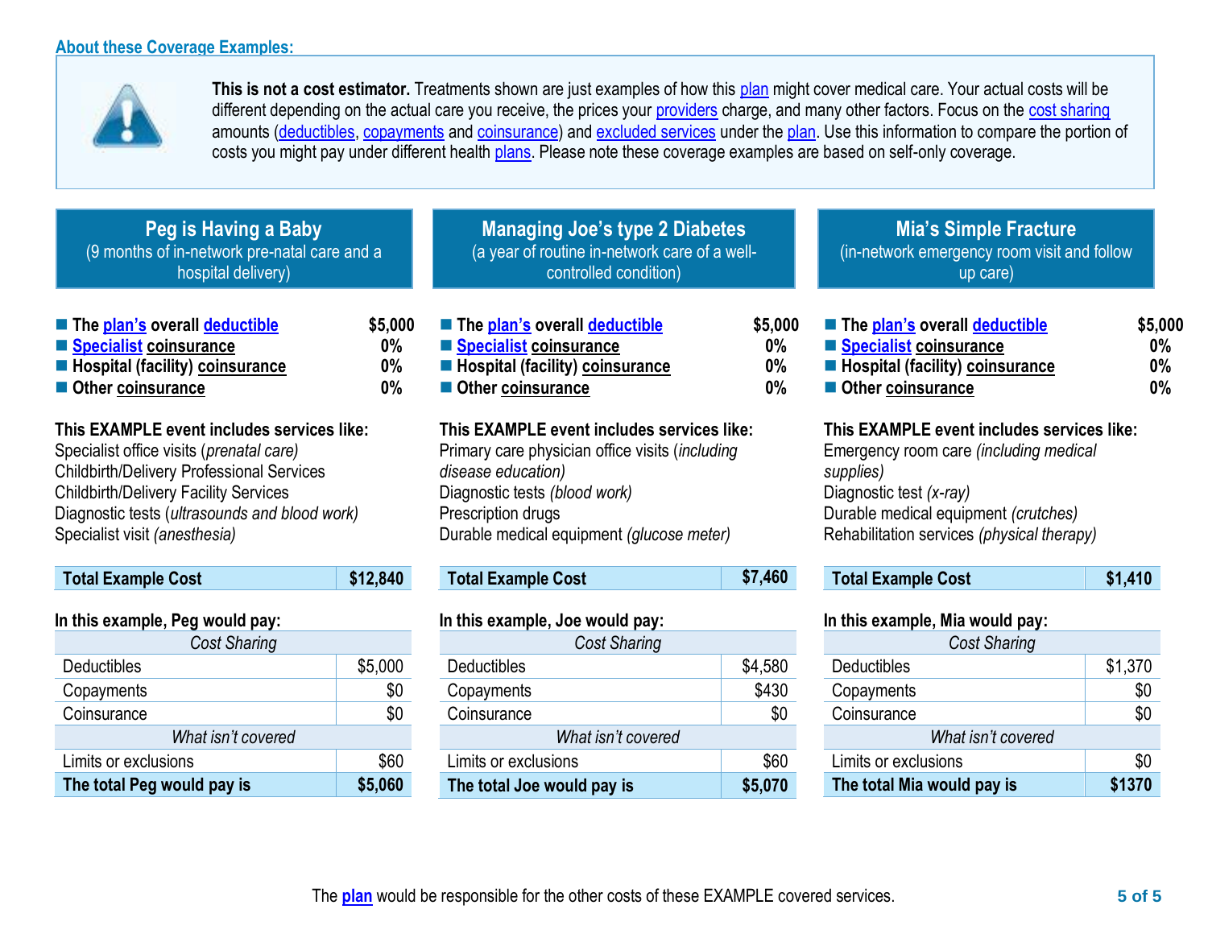### About these Coverage Examples:

**This is not a cost estimator.** Treatments shown are just examples of how this plan might cover medical care. Your actual costs will be different depending on the actual care you receive, the prices your providers charge, and many other factors. Focus on the cost sharing amounts (deductibles, copayments and coinsurance) and excluded services under the plan. Use this information to compare the portion of costs you might pay under different health plans. Please note these coverage examples are based on self-only coverage.

## Peg is Having a Baby

(9 months of in-network pre-natal care and a hospital delivery)

- **The plan's overall deductible** — **$5,000**
- **Specialist coinsurance** — **0%**
- **Hospital (facility) coinsurance** — **0%**
- **Other coinsurance** — **0%**

**This EXAMPLE event includes services like:**
Specialist office visits (*prenatal care)*
Childbirth/Delivery Professional Services
Childbirth/Delivery Facility Services
Diagnostic tests (*ultrasounds and blood work)*
Specialist visit *(anesthesia)*

| **Total Example Cost** | **$12,840** |
|---|---|

**In this example, Peg would pay:**

| *Cost Sharing* | |
|---|---|
| Deductibles | $5,000 |
| Copayments | $0 |
| Coinsurance | $0 |
| *What isn't covered* | |
| Limits or exclusions | $60 |
| **The total Peg would pay is** | **$5,060** |

## Managing Joe's type 2 Diabetes

(a year of routine in-network care of a well-controlled condition)

- **The plan's overall deductible** — **$5,000**
- **Specialist coinsurance** — **0%**
- **Hospital (facility) coinsurance** — **0%**
- **Other coinsurance** — **0%**

**This EXAMPLE event includes services like:**
Primary care physician office visits (*including disease education)*
Diagnostic tests *(blood work)*
Prescription drugs
Durable medical equipment *(glucose meter)*

| **Total Example Cost** | **$7,460** |
|---|---|

**In this example, Joe would pay:**

| *Cost Sharing* | |
|---|---|
| Deductibles | $4,580 |
| Copayments | $430 |
| Coinsurance | $0 |
| *What isn't covered* | |
| Limits or exclusions | $60 |
| **The total Joe would pay is** | **$5,070** |

## Mia's Simple Fracture

(in-network emergency room visit and follow up care)

- **The plan's overall deductible** — **$5,000**
- **Specialist coinsurance** — **0%**
- **Hospital (facility) coinsurance** — **0%**
- **Other coinsurance** — **0%**

**This EXAMPLE event includes services like:**
Emergency room care *(including medical supplies)*
Diagnostic test *(x-ray)*
Durable medical equipment *(crutches)*
Rehabilitation services *(physical therapy)*

| **Total Example Cost** | **$1,410** |
|---|---|

**In this example, Mia would pay:**

| *Cost Sharing* | |
|---|---|
| Deductibles | $1,370 |
| Copayments | $0 |
| Coinsurance | $0 |
| *What isn't covered* | |
| Limits or exclusions | $0 |
| **The total Mia would pay is** | **$1370** |

The plan would be responsible for the other costs of these EXAMPLE covered services.